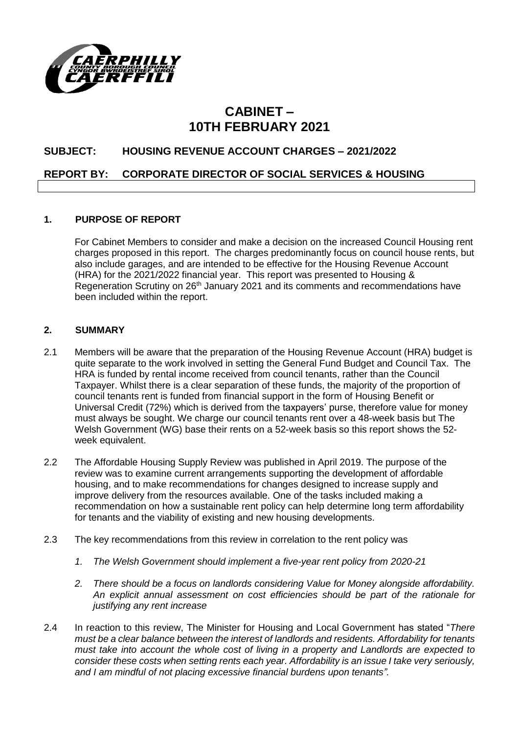# CABINET – 10TH FEBRUARY 2021

## SUBJECT: HOUSING REVENUE ACCOUNT CHARGES – 2021/2022

## REPORT BY: CORPORATE DIRECTOR OF SOCIAL SERVICES & HOUSING

### 1. PURPOSE OF REPORT

For Cabinet Members to consider and make a decision on the increased Council Housing rent charges proposed in this report. The charges predominantly focus on council house rents, but also include garages, and are intended to be effective for the Housing Revenue Account (HRA) for the 2021/2022 financial year. This report was presented to Housing & Regeneration Scrutiny on 26th January 2021 and its comments and recommendations have been included within the report.

### 2. SUMMARY

2.1 Members will be aware that the preparation of the Housing Revenue Account (HRA) budget is quite separate to the work involved in setting the General Fund Budget and Council Tax. The HRA is funded by rental income received from council tenants, rather than the Council Taxpayer. Whilst there is a clear separation of these funds, the majority of the proportion of council tenants rent is funded from financial support in the form of Housing Benefit or Universal Credit (72%) which is derived from the taxpayers' purse, therefore value for money must always be sought. We charge our council tenants rent over a 48-week basis but The Welsh Government (WG) base their rents on a 52-week basis so this report shows the 52-week equivalent.

2.2 The Affordable Housing Supply Review was published in April 2019. The purpose of the review was to examine current arrangements supporting the development of affordable housing, and to make recommendations for changes designed to increase supply and improve delivery from the resources available. One of the tasks included making a recommendation on how a sustainable rent policy can help determine long term affordability for tenants and the viability of existing and new housing developments.

2.3 The key recommendations from this review in correlation to the rent policy was

1. *The Welsh Government should implement a five-year rent policy from 2020-21*
2. *There should be a focus on landlords considering Value for Money alongside affordability. An explicit annual assessment on cost efficiencies should be part of the rationale for justifying any rent increase*

2.4 In reaction to this review, The Minister for Housing and Local Government has stated "*There must be a clear balance between the interest of landlords and residents. Affordability for tenants must take into account the whole cost of living in a property and Landlords are expected to consider these costs when setting rents each year. Affordability is an issue I take very seriously, and I am mindful of not placing excessive financial burdens upon tenants".*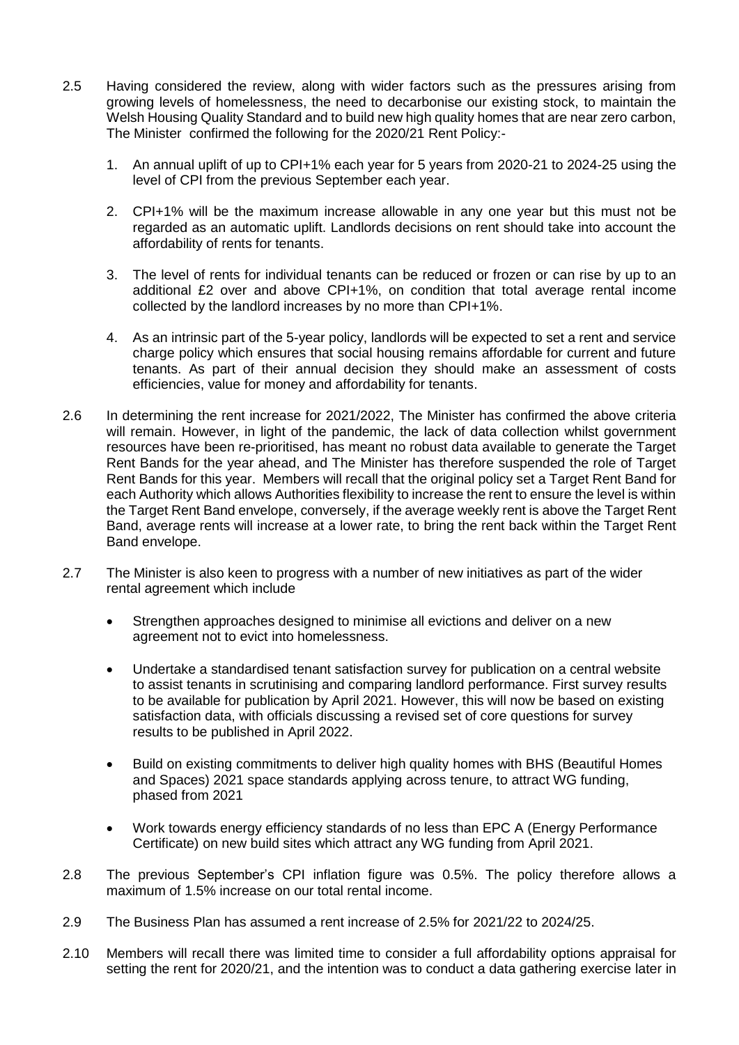2.5 Having considered the review, along with wider factors such as the pressures arising from growing levels of homelessness, the need to decarbonise our existing stock, to maintain the Welsh Housing Quality Standard and to build new high quality homes that are near zero carbon, The Minister confirmed the following for the 2020/21 Rent Policy:-

1. An annual uplift of up to CPI+1% each year for 5 years from 2020-21 to 2024-25 using the level of CPI from the previous September each year.

2. CPI+1% will be the maximum increase allowable in any one year but this must not be regarded as an automatic uplift. Landlords decisions on rent should take into account the affordability of rents for tenants.

3. The level of rents for individual tenants can be reduced or frozen or can rise by up to an additional £2 over and above CPI+1%, on condition that total average rental income collected by the landlord increases by no more than CPI+1%.

4. As an intrinsic part of the 5-year policy, landlords will be expected to set a rent and service charge policy which ensures that social housing remains affordable for current and future tenants. As part of their annual decision they should make an assessment of costs efficiencies, value for money and affordability for tenants.

2.6 In determining the rent increase for 2021/2022, The Minister has confirmed the above criteria will remain. However, in light of the pandemic, the lack of data collection whilst government resources have been re-prioritised, has meant no robust data available to generate the Target Rent Bands for the year ahead, and The Minister has therefore suspended the role of Target Rent Bands for this year. Members will recall that the original policy set a Target Rent Band for each Authority which allows Authorities flexibility to increase the rent to ensure the level is within the Target Rent Band envelope, conversely, if the average weekly rent is above the Target Rent Band, average rents will increase at a lower rate, to bring the rent back within the Target Rent Band envelope.

2.7 The Minister is also keen to progress with a number of new initiatives as part of the wider rental agreement which include

- Strengthen approaches designed to minimise all evictions and deliver on a new agreement not to evict into homelessness.

- Undertake a standardised tenant satisfaction survey for publication on a central website to assist tenants in scrutinising and comparing landlord performance. First survey results to be available for publication by April 2021. However, this will now be based on existing satisfaction data, with officials discussing a revised set of core questions for survey results to be published in April 2022.

- Build on existing commitments to deliver high quality homes with BHS (Beautiful Homes and Spaces) 2021 space standards applying across tenure, to attract WG funding, phased from 2021

- Work towards energy efficiency standards of no less than EPC A (Energy Performance Certificate) on new build sites which attract any WG funding from April 2021.

2.8 The previous September's CPI inflation figure was 0.5%. The policy therefore allows a maximum of 1.5% increase on our total rental income.

2.9 The Business Plan has assumed a rent increase of 2.5% for 2021/22 to 2024/25.

2.10 Members will recall there was limited time to consider a full affordability options appraisal for setting the rent for 2020/21, and the intention was to conduct a data gathering exercise later in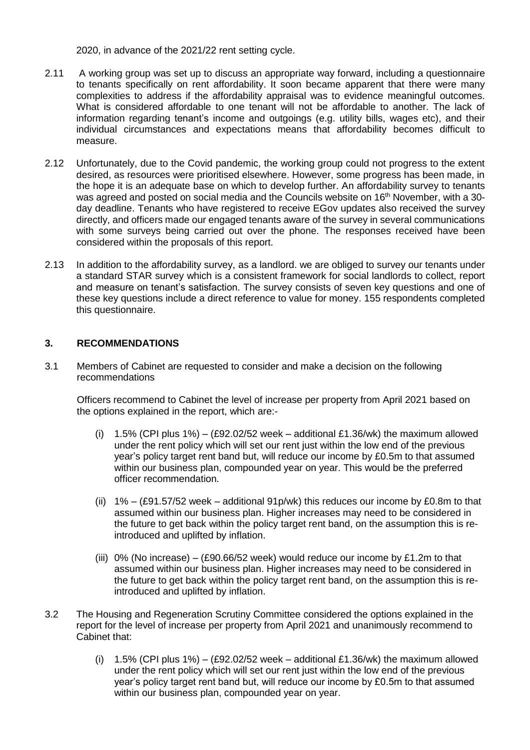2020, in advance of the 2021/22 rent setting cycle.

2.11 A working group was set up to discuss an appropriate way forward, including a questionnaire to tenants specifically on rent affordability. It soon became apparent that there were many complexities to address if the affordability appraisal was to evidence meaningful outcomes. What is considered affordable to one tenant will not be affordable to another. The lack of information regarding tenant's income and outgoings (e.g. utility bills, wages etc), and their individual circumstances and expectations means that affordability becomes difficult to measure.

2.12 Unfortunately, due to the Covid pandemic, the working group could not progress to the extent desired, as resources were prioritised elsewhere. However, some progress has been made, in the hope it is an adequate base on which to develop further. An affordability survey to tenants was agreed and posted on social media and the Councils website on 16th November, with a 30-day deadline. Tenants who have registered to receive EGov updates also received the survey directly, and officers made our engaged tenants aware of the survey in several communications with some surveys being carried out over the phone. The responses received have been considered within the proposals of this report.

2.13 In addition to the affordability survey, as a landlord. we are obliged to survey our tenants under a standard STAR survey which is a consistent framework for social landlords to collect, report and measure on tenant's satisfaction. The survey consists of seven key questions and one of these key questions include a direct reference to value for money. 155 respondents completed this questionnaire.

## 3. RECOMMENDATIONS

3.1 Members of Cabinet are requested to consider and make a decision on the following recommendations

Officers recommend to Cabinet the level of increase per property from April 2021 based on the options explained in the report, which are:-

(i) 1.5% (CPI plus 1%) – (£92.02/52 week – additional £1.36/wk) the maximum allowed under the rent policy which will set our rent just within the low end of the previous year's policy target rent band but, will reduce our income by £0.5m to that assumed within our business plan, compounded year on year. This would be the preferred officer recommendation.

(ii) 1% – (£91.57/52 week – additional 91p/wk) this reduces our income by £0.8m to that assumed within our business plan. Higher increases may need to be considered in the future to get back within the policy target rent band, on the assumption this is re-introduced and uplifted by inflation.

(iii) 0% (No increase) – (£90.66/52 week) would reduce our income by £1.2m to that assumed within our business plan. Higher increases may need to be considered in the future to get back within the policy target rent band, on the assumption this is re-introduced and uplifted by inflation.

3.2 The Housing and Regeneration Scrutiny Committee considered the options explained in the report for the level of increase per property from April 2021 and unanimously recommend to Cabinet that:

(i) 1.5% (CPI plus 1%) – (£92.02/52 week – additional £1.36/wk) the maximum allowed under the rent policy which will set our rent just within the low end of the previous year's policy target rent band but, will reduce our income by £0.5m to that assumed within our business plan, compounded year on year.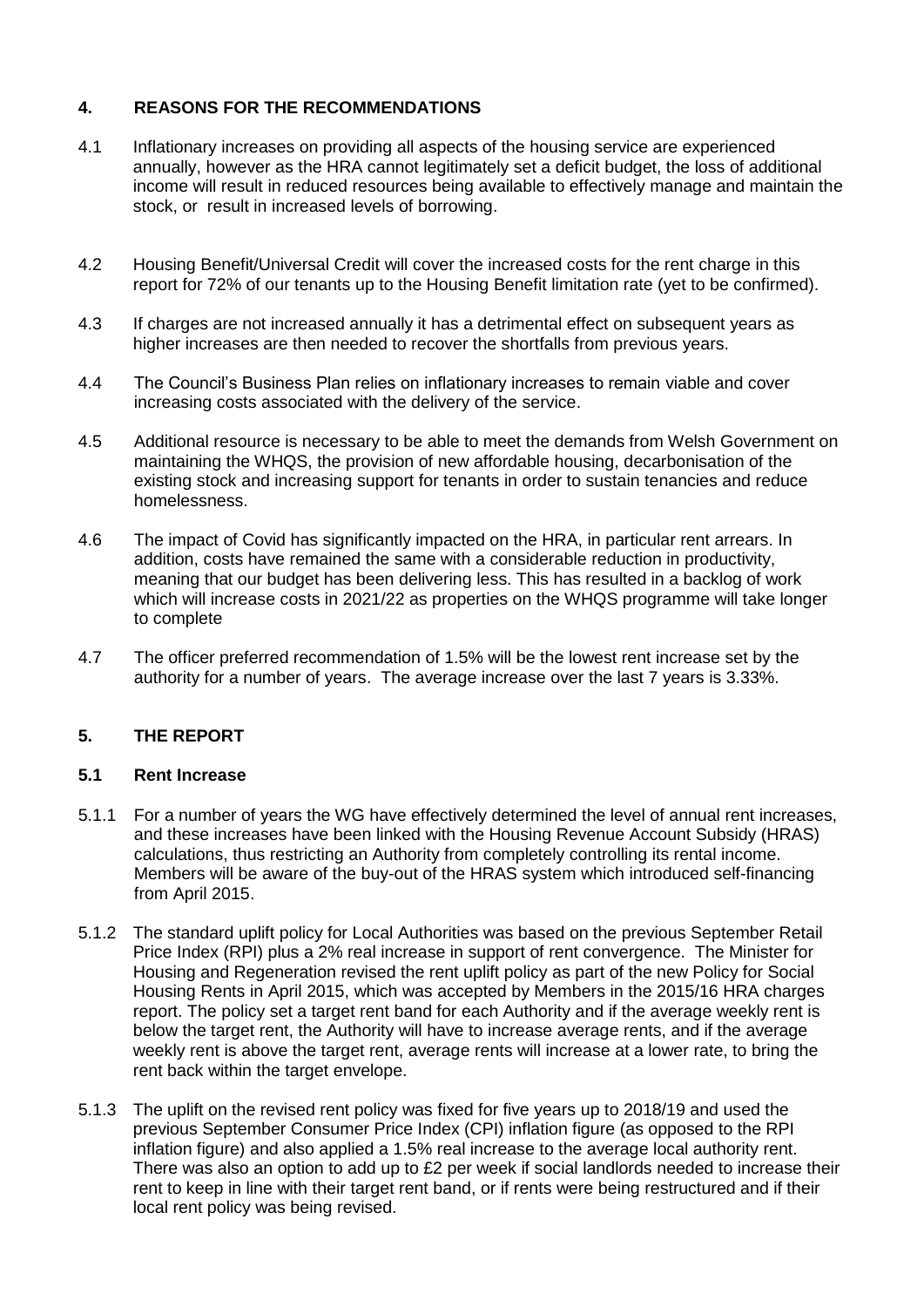## 4. REASONS FOR THE RECOMMENDATIONS

4.1 Inflationary increases on providing all aspects of the housing service are experienced annually, however as the HRA cannot legitimately set a deficit budget, the loss of additional income will result in reduced resources being available to effectively manage and maintain the stock, or result in increased levels of borrowing.

4.2 Housing Benefit/Universal Credit will cover the increased costs for the rent charge in this report for 72% of our tenants up to the Housing Benefit limitation rate (yet to be confirmed).

4.3 If charges are not increased annually it has a detrimental effect on subsequent years as higher increases are then needed to recover the shortfalls from previous years.

4.4 The Council's Business Plan relies on inflationary increases to remain viable and cover increasing costs associated with the delivery of the service.

4.5 Additional resource is necessary to be able to meet the demands from Welsh Government on maintaining the WHQS, the provision of new affordable housing, decarbonisation of the existing stock and increasing support for tenants in order to sustain tenancies and reduce homelessness.

4.6 The impact of Covid has significantly impacted on the HRA, in particular rent arrears. In addition, costs have remained the same with a considerable reduction in productivity, meaning that our budget has been delivering less. This has resulted in a backlog of work which will increase costs in 2021/22 as properties on the WHQS programme will take longer to complete

4.7 The officer preferred recommendation of 1.5% will be the lowest rent increase set by the authority for a number of years. The average increase over the last 7 years is 3.33%.

## 5. THE REPORT

### 5.1 Rent Increase

5.1.1 For a number of years the WG have effectively determined the level of annual rent increases, and these increases have been linked with the Housing Revenue Account Subsidy (HRAS) calculations, thus restricting an Authority from completely controlling its rental income. Members will be aware of the buy-out of the HRAS system which introduced self-financing from April 2015.

5.1.2 The standard uplift policy for Local Authorities was based on the previous September Retail Price Index (RPI) plus a 2% real increase in support of rent convergence. The Minister for Housing and Regeneration revised the rent uplift policy as part of the new Policy for Social Housing Rents in April 2015, which was accepted by Members in the 2015/16 HRA charges report. The policy set a target rent band for each Authority and if the average weekly rent is below the target rent, the Authority will have to increase average rents, and if the average weekly rent is above the target rent, average rents will increase at a lower rate, to bring the rent back within the target envelope.

5.1.3 The uplift on the revised rent policy was fixed for five years up to 2018/19 and used the previous September Consumer Price Index (CPI) inflation figure (as opposed to the RPI inflation figure) and also applied a 1.5% real increase to the average local authority rent. There was also an option to add up to £2 per week if social landlords needed to increase their rent to keep in line with their target rent band, or if rents were being restructured and if their local rent policy was being revised.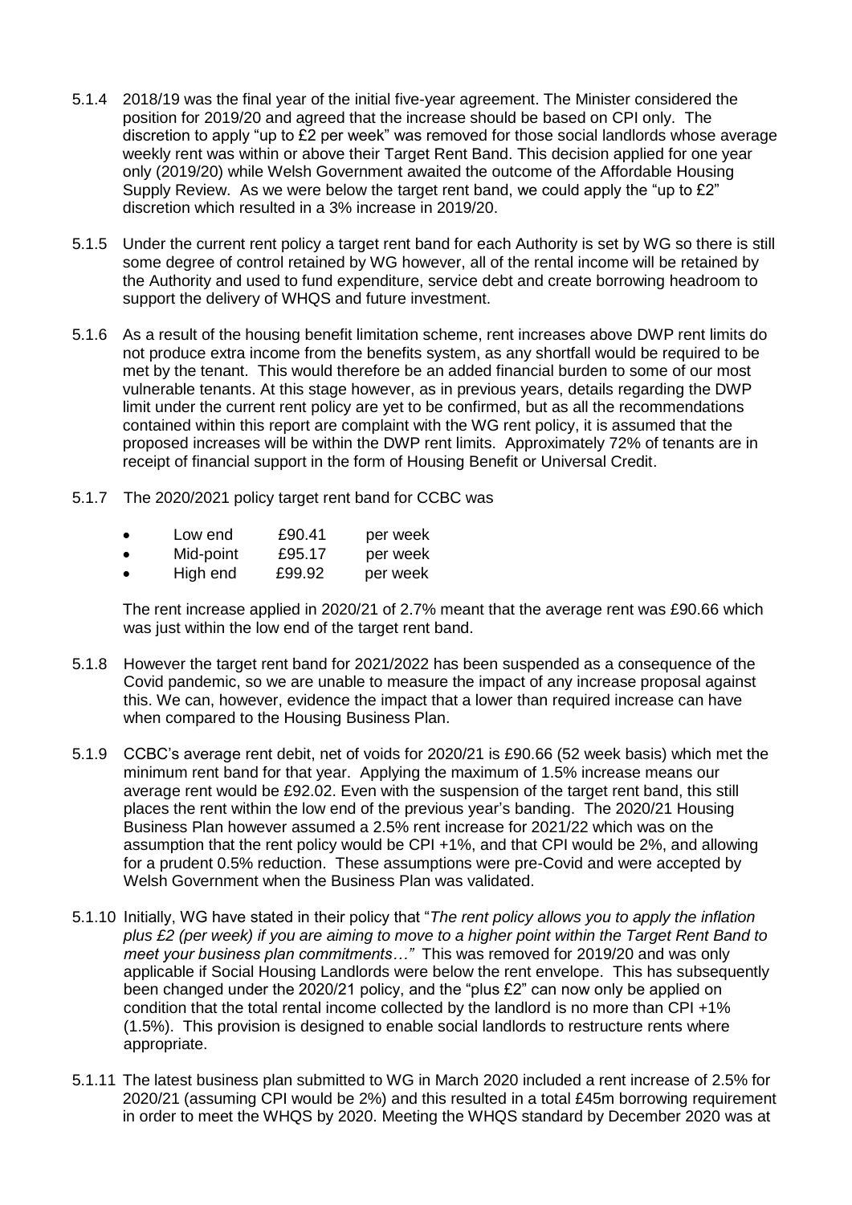5.1.4 2018/19 was the final year of the initial five-year agreement. The Minister considered the position for 2019/20 and agreed that the increase should be based on CPI only. The discretion to apply "up to £2 per week" was removed for those social landlords whose average weekly rent was within or above their Target Rent Band. This decision applied for one year only (2019/20) while Welsh Government awaited the outcome of the Affordable Housing Supply Review. As we were below the target rent band, we could apply the "up to £2" discretion which resulted in a 3% increase in 2019/20.

5.1.5 Under the current rent policy a target rent band for each Authority is set by WG so there is still some degree of control retained by WG however, all of the rental income will be retained by the Authority and used to fund expenditure, service debt and create borrowing headroom to support the delivery of WHQS and future investment.

5.1.6 As a result of the housing benefit limitation scheme, rent increases above DWP rent limits do not produce extra income from the benefits system, as any shortfall would be required to be met by the tenant. This would therefore be an added financial burden to some of our most vulnerable tenants. At this stage however, as in previous years, details regarding the DWP limit under the current rent policy are yet to be confirmed, but as all the recommendations contained within this report are complaint with the WG rent policy, it is assumed that the proposed increases will be within the DWP rent limits. Approximately 72% of tenants are in receipt of financial support in the form of Housing Benefit or Universal Credit.

5.1.7 The 2020/2021 policy target rent band for CCBC was

- Low end £90.41 per week
- Mid-point £95.17 per week
- High end £99.92 per week

The rent increase applied in 2020/21 of 2.7% meant that the average rent was £90.66 which was just within the low end of the target rent band.

5.1.8 However the target rent band for 2021/2022 has been suspended as a consequence of the Covid pandemic, so we are unable to measure the impact of any increase proposal against this. We can, however, evidence the impact that a lower than required increase can have when compared to the Housing Business Plan.

5.1.9 CCBC's average rent debit, net of voids for 2020/21 is £90.66 (52 week basis) which met the minimum rent band for that year. Applying the maximum of 1.5% increase means our average rent would be £92.02. Even with the suspension of the target rent band, this still places the rent within the low end of the previous year's banding. The 2020/21 Housing Business Plan however assumed a 2.5% rent increase for 2021/22 which was on the assumption that the rent policy would be CPI +1%, and that CPI would be 2%, and allowing for a prudent 0.5% reduction. These assumptions were pre-Covid and were accepted by Welsh Government when the Business Plan was validated.

5.1.10 Initially, WG have stated in their policy that "*The rent policy allows you to apply the inflation plus £2 (per week) if you are aiming to move to a higher point within the Target Rent Band to meet your business plan commitments…*" This was removed for 2019/20 and was only applicable if Social Housing Landlords were below the rent envelope. This has subsequently been changed under the 2020/21 policy, and the "plus £2" can now only be applied on condition that the total rental income collected by the landlord is no more than CPI +1% (1.5%). This provision is designed to enable social landlords to restructure rents where appropriate.

5.1.11 The latest business plan submitted to WG in March 2020 included a rent increase of 2.5% for 2020/21 (assuming CPI would be 2%) and this resulted in a total £45m borrowing requirement in order to meet the WHQS by 2020. Meeting the WHQS standard by December 2020 was at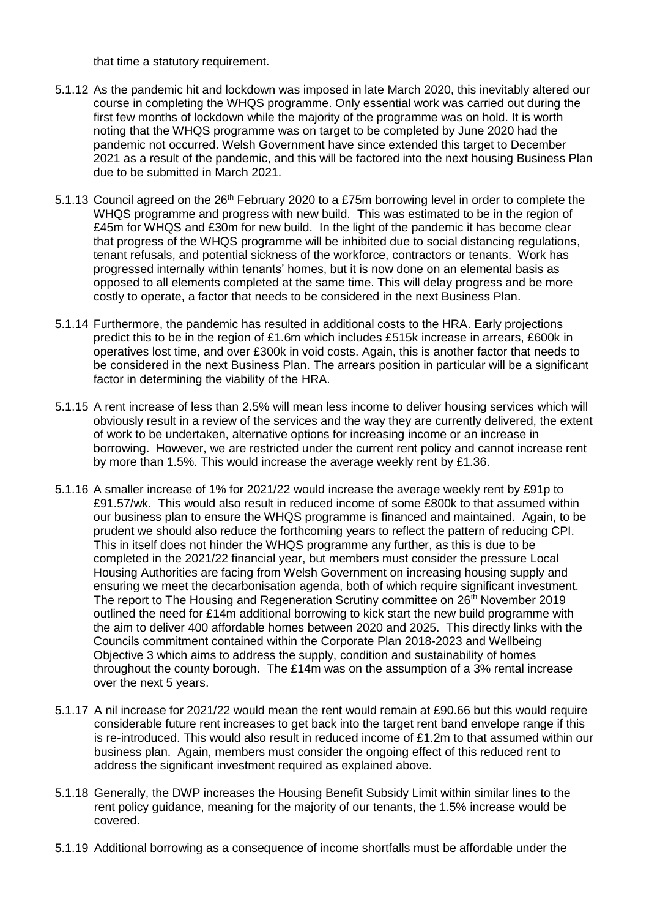that time a statutory requirement.

5.1.12 As the pandemic hit and lockdown was imposed in late March 2020, this inevitably altered our course in completing the WHQS programme. Only essential work was carried out during the first few months of lockdown while the majority of the programme was on hold. It is worth noting that the WHQS programme was on target to be completed by June 2020 had the pandemic not occurred. Welsh Government have since extended this target to December 2021 as a result of the pandemic, and this will be factored into the next housing Business Plan due to be submitted in March 2021.

5.1.13 Council agreed on the 26th February 2020 to a £75m borrowing level in order to complete the WHQS programme and progress with new build. This was estimated to be in the region of £45m for WHQS and £30m for new build. In the light of the pandemic it has become clear that progress of the WHQS programme will be inhibited due to social distancing regulations, tenant refusals, and potential sickness of the workforce, contractors or tenants. Work has progressed internally within tenants' homes, but it is now done on an elemental basis as opposed to all elements completed at the same time. This will delay progress and be more costly to operate, a factor that needs to be considered in the next Business Plan.

5.1.14 Furthermore, the pandemic has resulted in additional costs to the HRA. Early projections predict this to be in the region of £1.6m which includes £515k increase in arrears, £600k in operatives lost time, and over £300k in void costs. Again, this is another factor that needs to be considered in the next Business Plan. The arrears position in particular will be a significant factor in determining the viability of the HRA.

5.1.15 A rent increase of less than 2.5% will mean less income to deliver housing services which will obviously result in a review of the services and the way they are currently delivered, the extent of work to be undertaken, alternative options for increasing income or an increase in borrowing. However, we are restricted under the current rent policy and cannot increase rent by more than 1.5%. This would increase the average weekly rent by £1.36.

5.1.16 A smaller increase of 1% for 2021/22 would increase the average weekly rent by £91p to £91.57/wk. This would also result in reduced income of some £800k to that assumed within our business plan to ensure the WHQS programme is financed and maintained. Again, to be prudent we should also reduce the forthcoming years to reflect the pattern of reducing CPI. This in itself does not hinder the WHQS programme any further, as this is due to be completed in the 2021/22 financial year, but members must consider the pressure Local Housing Authorities are facing from Welsh Government on increasing housing supply and ensuring we meet the decarbonisation agenda, both of which require significant investment. The report to The Housing and Regeneration Scrutiny committee on 26th November 2019 outlined the need for £14m additional borrowing to kick start the new build programme with the aim to deliver 400 affordable homes between 2020 and 2025. This directly links with the Councils commitment contained within the Corporate Plan 2018-2023 and Wellbeing Objective 3 which aims to address the supply, condition and sustainability of homes throughout the county borough. The £14m was on the assumption of a 3% rental increase over the next 5 years.

5.1.17 A nil increase for 2021/22 would mean the rent would remain at £90.66 but this would require considerable future rent increases to get back into the target rent band envelope range if this is re-introduced. This would also result in reduced income of £1.2m to that assumed within our business plan. Again, members must consider the ongoing effect of this reduced rent to address the significant investment required as explained above.

5.1.18 Generally, the DWP increases the Housing Benefit Subsidy Limit within similar lines to the rent policy guidance, meaning for the majority of our tenants, the 1.5% increase would be covered.

5.1.19 Additional borrowing as a consequence of income shortfalls must be affordable under the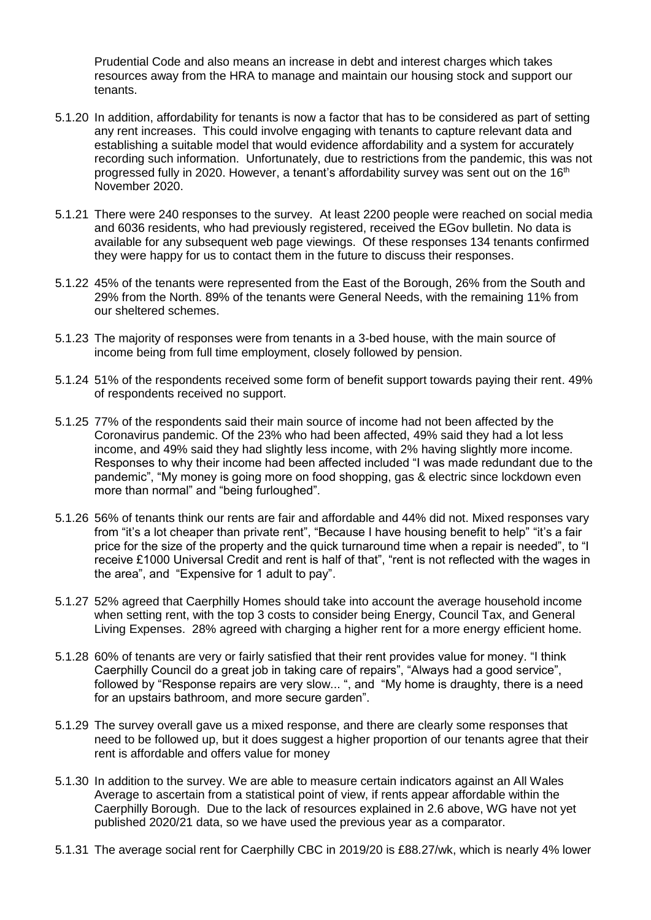Prudential Code and also means an increase in debt and interest charges which takes resources away from the HRA to manage and maintain our housing stock and support our tenants.

5.1.20 In addition, affordability for tenants is now a factor that has to be considered as part of setting any rent increases. This could involve engaging with tenants to capture relevant data and establishing a suitable model that would evidence affordability and a system for accurately recording such information. Unfortunately, due to restrictions from the pandemic, this was not progressed fully in 2020. However, a tenant's affordability survey was sent out on the 16th November 2020.

5.1.21 There were 240 responses to the survey. At least 2200 people were reached on social media and 6036 residents, who had previously registered, received the EGov bulletin. No data is available for any subsequent web page viewings. Of these responses 134 tenants confirmed they were happy for us to contact them in the future to discuss their responses.

5.1.22 45% of the tenants were represented from the East of the Borough, 26% from the South and 29% from the North. 89% of the tenants were General Needs, with the remaining 11% from our sheltered schemes.

5.1.23 The majority of responses were from tenants in a 3-bed house, with the main source of income being from full time employment, closely followed by pension.

5.1.24 51% of the respondents received some form of benefit support towards paying their rent. 49% of respondents received no support.

5.1.25 77% of the respondents said their main source of income had not been affected by the Coronavirus pandemic. Of the 23% who had been affected, 49% said they had a lot less income, and 49% said they had slightly less income, with 2% having slightly more income. Responses to why their income had been affected included "I was made redundant due to the pandemic", "My money is going more on food shopping, gas & electric since lockdown even more than normal" and "being furloughed".

5.1.26 56% of tenants think our rents are fair and affordable and 44% did not. Mixed responses vary from "it's a lot cheaper than private rent", "Because I have housing benefit to help" "it's a fair price for the size of the property and the quick turnaround time when a repair is needed", to "I receive £1000 Universal Credit and rent is half of that", "rent is not reflected with the wages in the area", and "Expensive for 1 adult to pay".

5.1.27 52% agreed that Caerphilly Homes should take into account the average household income when setting rent, with the top 3 costs to consider being Energy, Council Tax, and General Living Expenses. 28% agreed with charging a higher rent for a more energy efficient home.

5.1.28 60% of tenants are very or fairly satisfied that their rent provides value for money. "I think Caerphilly Council do a great job in taking care of repairs", "Always had a good service", followed by "Response repairs are very slow... ", and "My home is draughty, there is a need for an upstairs bathroom, and more secure garden".

5.1.29 The survey overall gave us a mixed response, and there are clearly some responses that need to be followed up, but it does suggest a higher proportion of our tenants agree that their rent is affordable and offers value for money

5.1.30 In addition to the survey. We are able to measure certain indicators against an All Wales Average to ascertain from a statistical point of view, if rents appear affordable within the Caerphilly Borough. Due to the lack of resources explained in 2.6 above, WG have not yet published 2020/21 data, so we have used the previous year as a comparator.

5.1.31 The average social rent for Caerphilly CBC in 2019/20 is £88.27/wk, which is nearly 4% lower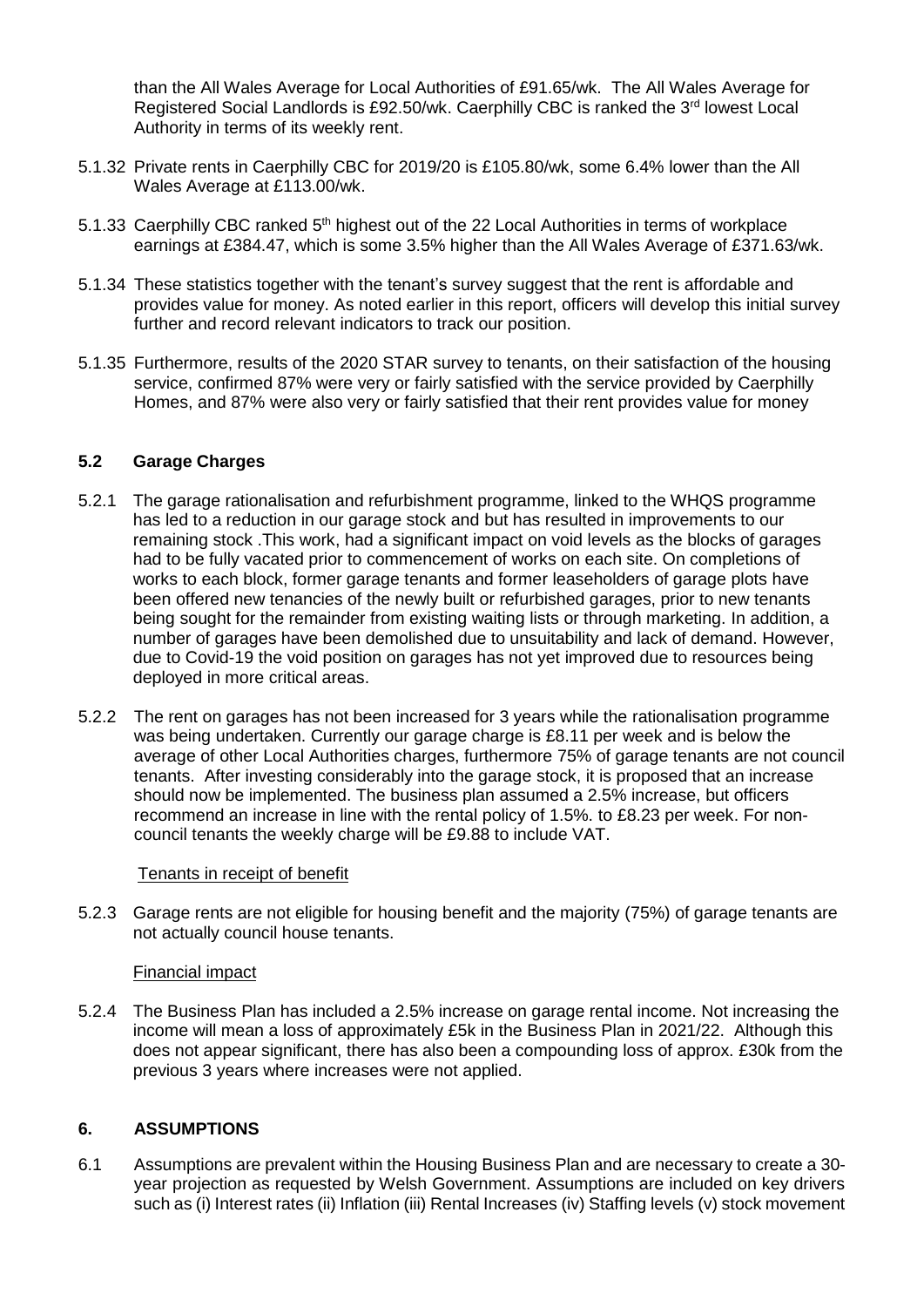than the All Wales Average for Local Authorities of £91.65/wk. The All Wales Average for Registered Social Landlords is £92.50/wk. Caerphilly CBC is ranked the 3rd lowest Local Authority in terms of its weekly rent.

5.1.32 Private rents in Caerphilly CBC for 2019/20 is £105.80/wk, some 6.4% lower than the All Wales Average at £113.00/wk.

5.1.33 Caerphilly CBC ranked 5th highest out of the 22 Local Authorities in terms of workplace earnings at £384.47, which is some 3.5% higher than the All Wales Average of £371.63/wk.

5.1.34 These statistics together with the tenant's survey suggest that the rent is affordable and provides value for money. As noted earlier in this report, officers will develop this initial survey further and record relevant indicators to track our position.

5.1.35 Furthermore, results of the 2020 STAR survey to tenants, on their satisfaction of the housing service, confirmed 87% were very or fairly satisfied with the service provided by Caerphilly Homes, and 87% were also very or fairly satisfied that their rent provides value for money

### 5.2 Garage Charges

5.2.1 The garage rationalisation and refurbishment programme, linked to the WHQS programme has led to a reduction in our garage stock and but has resulted in improvements to our remaining stock .This work, had a significant impact on void levels as the blocks of garages had to be fully vacated prior to commencement of works on each site. On completions of works to each block, former garage tenants and former leaseholders of garage plots have been offered new tenancies of the newly built or refurbished garages, prior to new tenants being sought for the remainder from existing waiting lists or through marketing. In addition, a number of garages have been demolished due to unsuitability and lack of demand. However, due to Covid-19 the void position on garages has not yet improved due to resources being deployed in more critical areas.

5.2.2 The rent on garages has not been increased for 3 years while the rationalisation programme was being undertaken. Currently our garage charge is £8.11 per week and is below the average of other Local Authorities charges, furthermore 75% of garage tenants are not council tenants. After investing considerably into the garage stock, it is proposed that an increase should now be implemented. The business plan assumed a 2.5% increase, but officers recommend an increase in line with the rental policy of 1.5%. to £8.23 per week. For non-council tenants the weekly charge will be £9.88 to include VAT.

Tenants in receipt of benefit

5.2.3 Garage rents are not eligible for housing benefit and the majority (75%) of garage tenants are not actually council house tenants.

Financial impact

5.2.4 The Business Plan has included a 2.5% increase on garage rental income. Not increasing the income will mean a loss of approximately £5k in the Business Plan in 2021/22. Although this does not appear significant, there has also been a compounding loss of approx. £30k from the previous 3 years where increases were not applied.

## 6. ASSUMPTIONS

6.1 Assumptions are prevalent within the Housing Business Plan and are necessary to create a 30-year projection as requested by Welsh Government. Assumptions are included on key drivers such as (i) Interest rates (ii) Inflation (iii) Rental Increases (iv) Staffing levels (v) stock movement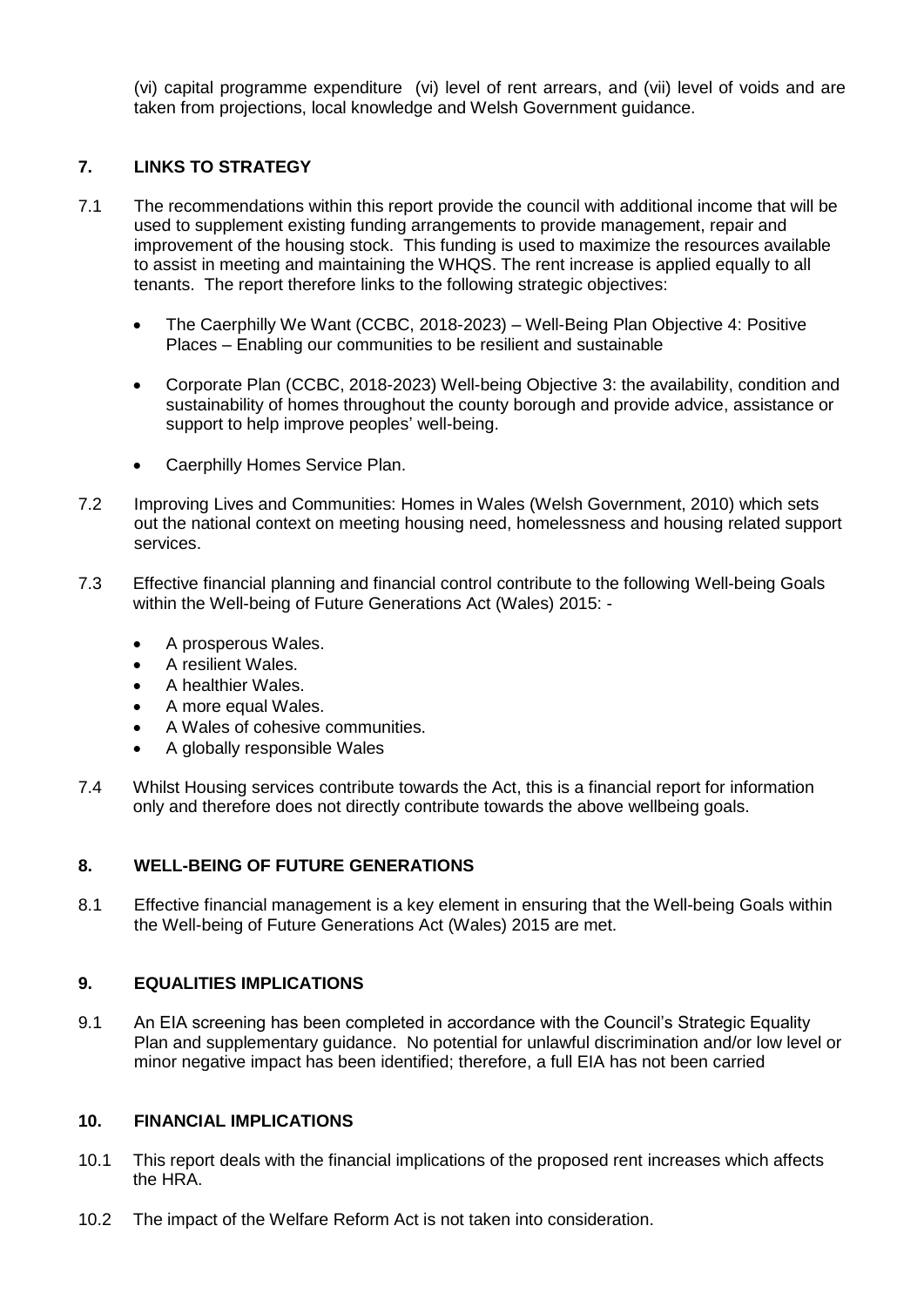(vi) capital programme expenditure (vi) level of rent arrears, and (vii) level of voids and are taken from projections, local knowledge and Welsh Government guidance.

## 7. LINKS TO STRATEGY

7.1 The recommendations within this report provide the council with additional income that will be used to supplement existing funding arrangements to provide management, repair and improvement of the housing stock. This funding is used to maximize the resources available to assist in meeting and maintaining the WHQS. The rent increase is applied equally to all tenants. The report therefore links to the following strategic objectives:

- The Caerphilly We Want (CCBC, 2018-2023) – Well-Being Plan Objective 4: Positive Places – Enabling our communities to be resilient and sustainable
- Corporate Plan (CCBC, 2018-2023) Well-being Objective 3: the availability, condition and sustainability of homes throughout the county borough and provide advice, assistance or support to help improve peoples' well-being.
- Caerphilly Homes Service Plan.

7.2 Improving Lives and Communities: Homes in Wales (Welsh Government, 2010) which sets out the national context on meeting housing need, homelessness and housing related support services.

7.3 Effective financial planning and financial control contribute to the following Well-being Goals within the Well-being of Future Generations Act (Wales) 2015: -

- A prosperous Wales.
- A resilient Wales.
- A healthier Wales.
- A more equal Wales.
- A Wales of cohesive communities.
- A globally responsible Wales

7.4 Whilst Housing services contribute towards the Act, this is a financial report for information only and therefore does not directly contribute towards the above wellbeing goals.

## 8. WELL-BEING OF FUTURE GENERATIONS

8.1 Effective financial management is a key element in ensuring that the Well-being Goals within the Well-being of Future Generations Act (Wales) 2015 are met.

## 9. EQUALITIES IMPLICATIONS

9.1 An EIA screening has been completed in accordance with the Council's Strategic Equality Plan and supplementary guidance. No potential for unlawful discrimination and/or low level or minor negative impact has been identified; therefore, a full EIA has not been carried

## 10. FINANCIAL IMPLICATIONS

10.1 This report deals with the financial implications of the proposed rent increases which affects the HRA.

10.2 The impact of the Welfare Reform Act is not taken into consideration.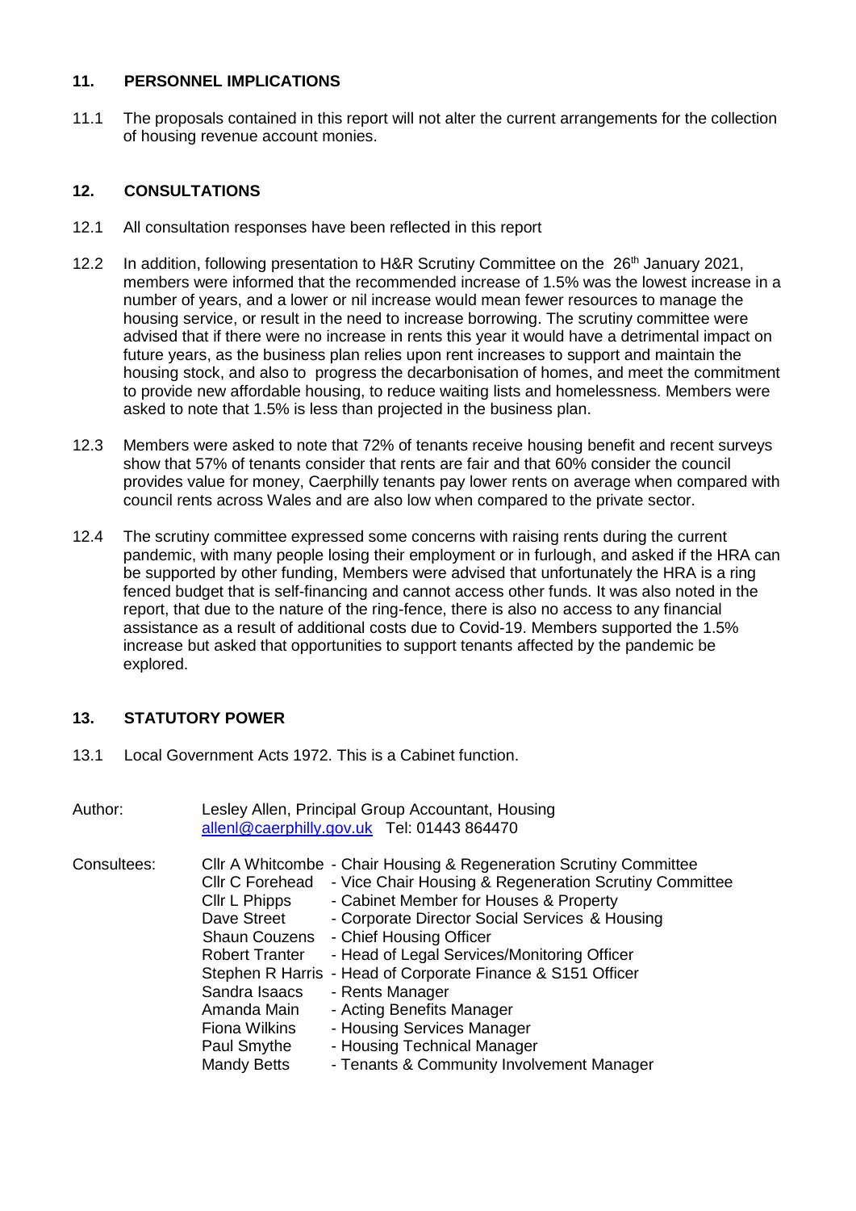## 11. PERSONNEL IMPLICATIONS

11.1 The proposals contained in this report will not alter the current arrangements for the collection of housing revenue account monies.

## 12. CONSULTATIONS

12.1 All consultation responses have been reflected in this report

12.2 In addition, following presentation to H&R Scrutiny Committee on the 26th January 2021, members were informed that the recommended increase of 1.5% was the lowest increase in a number of years, and a lower or nil increase would mean fewer resources to manage the housing service, or result in the need to increase borrowing. The scrutiny committee were advised that if there were no increase in rents this year it would have a detrimental impact on future years, as the business plan relies upon rent increases to support and maintain the housing stock, and also to progress the decarbonisation of homes, and meet the commitment to provide new affordable housing, to reduce waiting lists and homelessness. Members were asked to note that 1.5% is less than projected in the business plan.

12.3 Members were asked to note that 72% of tenants receive housing benefit and recent surveys show that 57% of tenants consider that rents are fair and that 60% consider the council provides value for money, Caerphilly tenants pay lower rents on average when compared with council rents across Wales and are also low when compared to the private sector.

12.4 The scrutiny committee expressed some concerns with raising rents during the current pandemic, with many people losing their employment or in furlough, and asked if the HRA can be supported by other funding, Members were advised that unfortunately the HRA is a ring fenced budget that is self-financing and cannot access other funds. It was also noted in the report, that due to the nature of the ring-fence, there is also no access to any financial assistance as a result of additional costs due to Covid-19. Members supported the 1.5% increase but asked that opportunities to support tenants affected by the pandemic be explored.

## 13. STATUTORY POWER

13.1 Local Government Acts 1972. This is a Cabinet function.

Author: Lesley Allen, Principal Group Accountant, Housing
allenl@caerphilly.gov.uk Tel: 01443 864470

Consultees:
Cllr A Whitcombe - Chair Housing & Regeneration Scrutiny Committee
Cllr C Forehead - Vice Chair Housing & Regeneration Scrutiny Committee
Cllr L Phipps - Cabinet Member for Houses & Property
Dave Street - Corporate Director Social Services & Housing
Shaun Couzens - Chief Housing Officer
Robert Tranter - Head of Legal Services/Monitoring Officer
Stephen R Harris - Head of Corporate Finance & S151 Officer
Sandra Isaacs - Rents Manager
Amanda Main - Acting Benefits Manager
Fiona Wilkins - Housing Services Manager
Paul Smythe - Housing Technical Manager
Mandy Betts - Tenants & Community Involvement Manager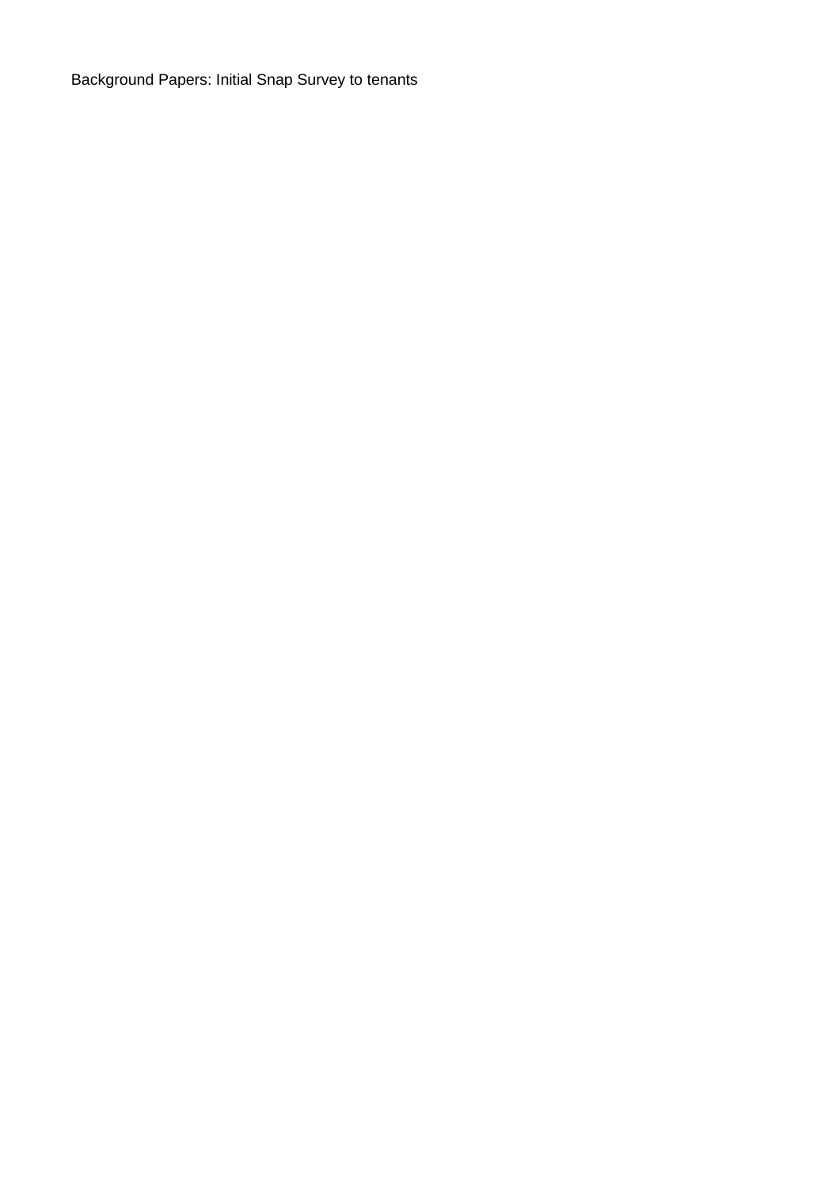Background Papers: Initial Snap Survey to tenants